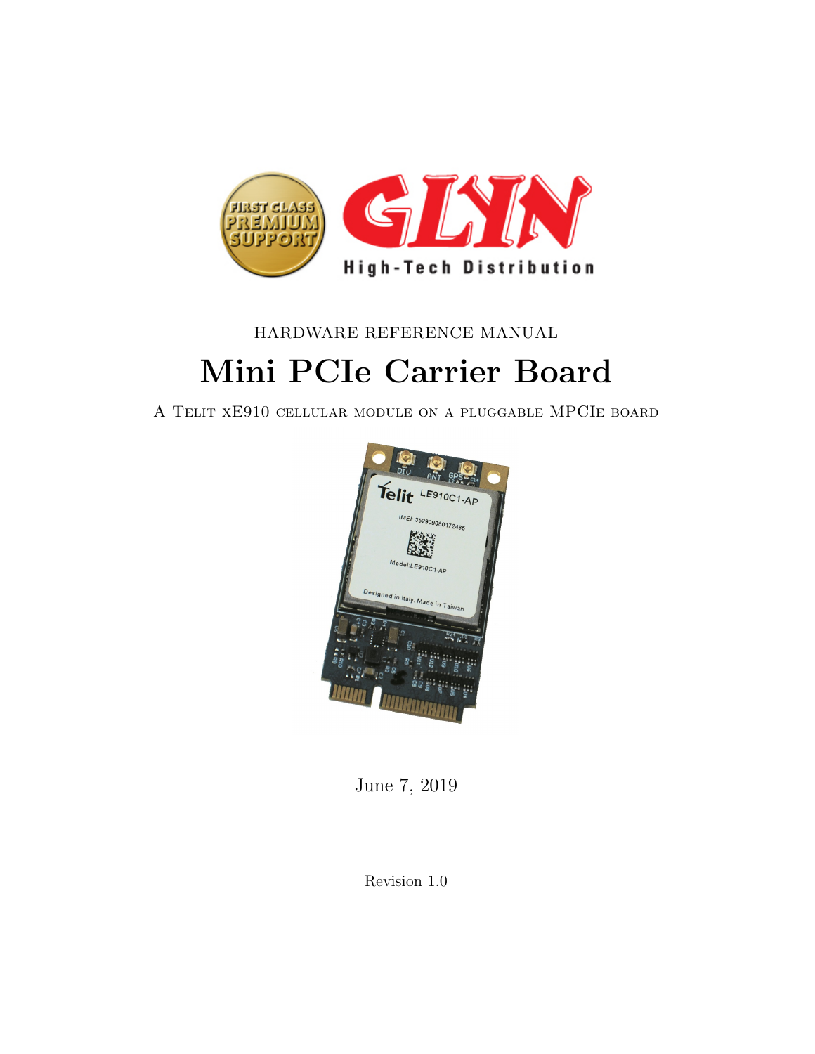HARDWARE REFERENCE MANUAL

# Mini PCIe Carrier Board

A Telit xE910 cellular module on a pluggable MPCIe board

June 7, 2019

Revision 1.0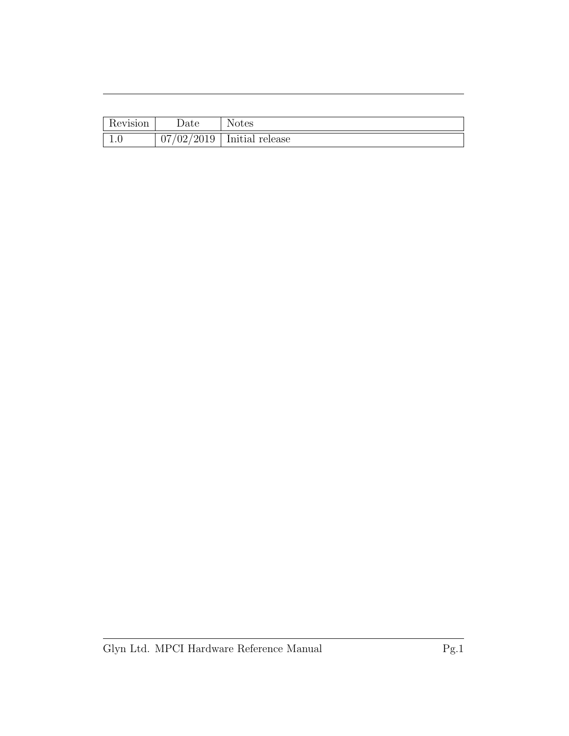| Revision | Date | Notes |
| --- | --- | --- |
| 1.0 | 07/02/2019 | Initial release |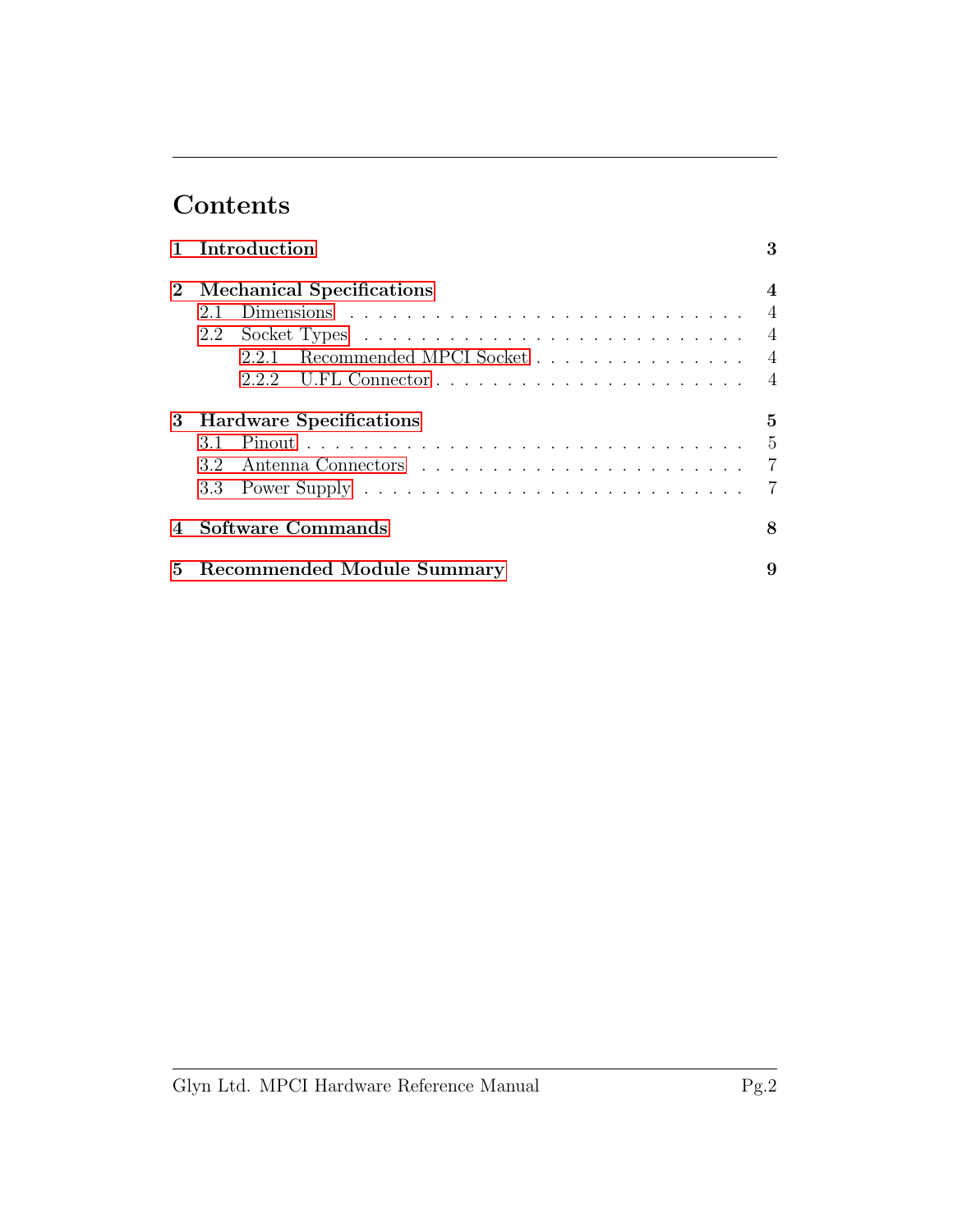# Contents

**1 Introduction** **3**

**2 Mechanical Specifications** **4**

- 2.1 Dimensions . . . . . . . . . . . . . . . . . . . . . . . . . . . . 4
- 2.2 Socket Types . . . . . . . . . . . . . . . . . . . . . . . . . . . 4
  - 2.2.1 Recommended MPCI Socket . . . . . . . . . . . . . . . . 4
  - 2.2.2 U.FL Connector . . . . . . . . . . . . . . . . . . . . . . 4

**3 Hardware Specifications** **5**

- 3.1 Pinout . . . . . . . . . . . . . . . . . . . . . . . . . . . . . . 5
- 3.2 Antenna Connectors . . . . . . . . . . . . . . . . . . . . . . . 7
- 3.3 Power Supply . . . . . . . . . . . . . . . . . . . . . . . . . . . 7

**4 Software Commands** **8**

**5 Recommended Module Summary** **9**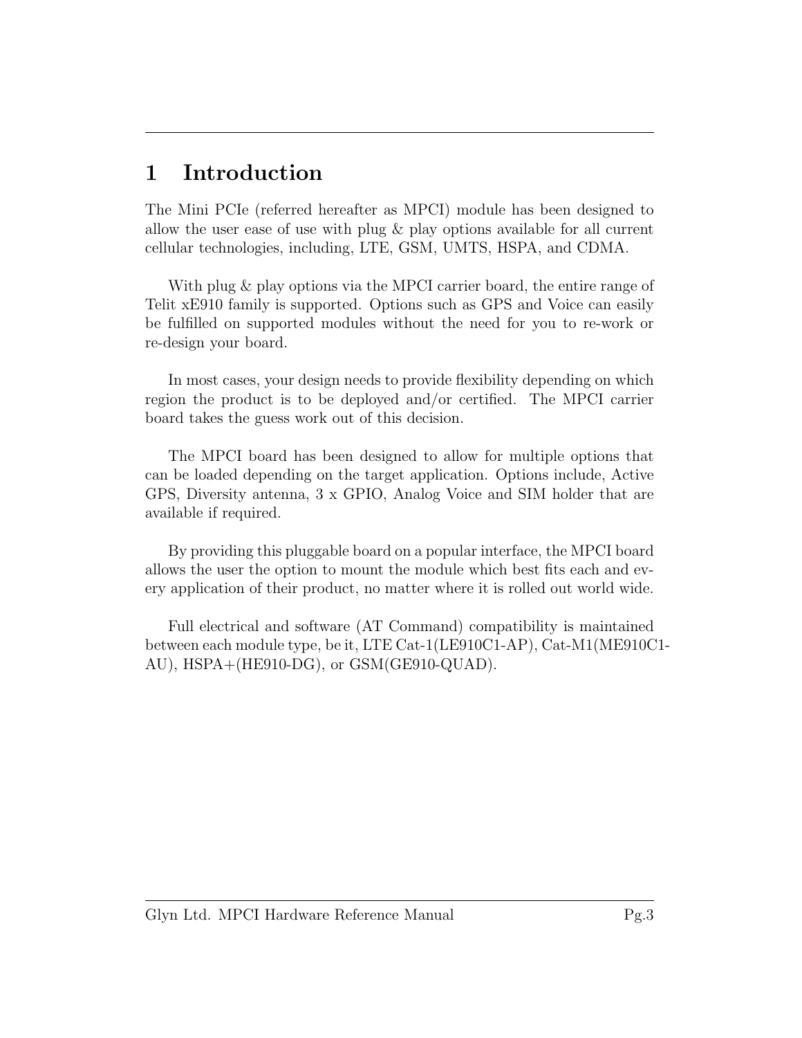# 1 Introduction

The Mini PCIe (referred hereafter as MPCI) module has been designed to allow the user ease of use with plug & play options available for all current cellular technologies, including, LTE, GSM, UMTS, HSPA, and CDMA.

With plug & play options via the MPCI carrier board, the entire range of Telit xE910 family is supported. Options such as GPS and Voice can easily be fulfilled on supported modules without the need for you to re-work or re-design your board.

In most cases, your design needs to provide flexibility depending on which region the product is to be deployed and/or certified. The MPCI carrier board takes the guess work out of this decision.

The MPCI board has been designed to allow for multiple options that can be loaded depending on the target application. Options include, Active GPS, Diversity antenna, 3 x GPIO, Analog Voice and SIM holder that are available if required.

By providing this pluggable board on a popular interface, the MPCI board allows the user the option to mount the module which best fits each and every application of their product, no matter where it is rolled out world wide.

Full electrical and software (AT Command) compatibility is maintained between each module type, be it, LTE Cat-1(LE910C1-AP), Cat-M1(ME910C1-AU), HSPA+(HE910-DG), or GSM(GE910-QUAD).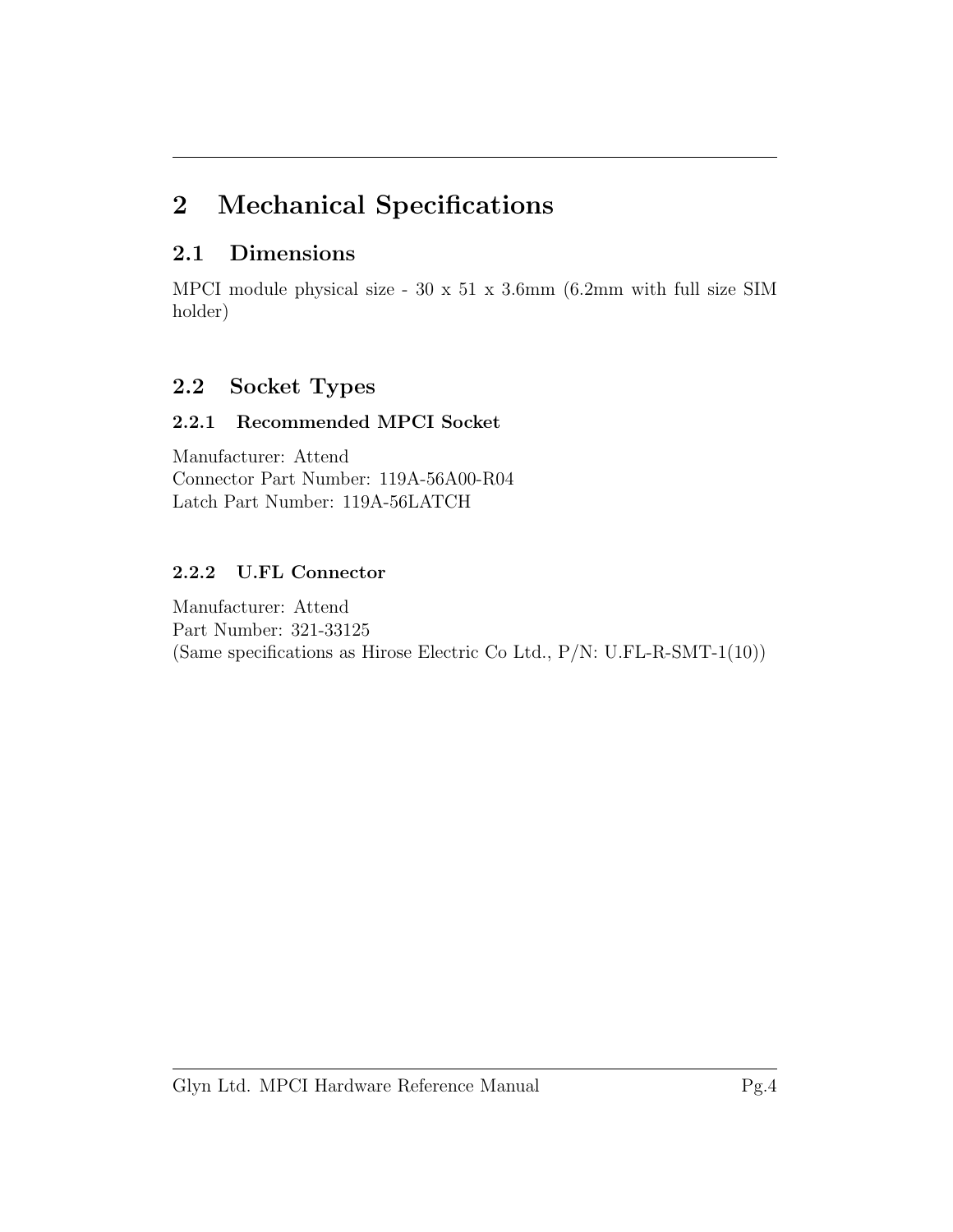# 2 Mechanical Specifications

## 2.1 Dimensions

MPCI module physical size - 30 x 51 x 3.6mm (6.2mm with full size SIM holder)

## 2.2 Socket Types

### 2.2.1 Recommended MPCI Socket

Manufacturer: Attend
Connector Part Number: 119A-56A00-R04
Latch Part Number: 119A-56LATCH

### 2.2.2 U.FL Connector

Manufacturer: Attend
Part Number: 321-33125
(Same specifications as Hirose Electric Co Ltd., P/N: U.FL-R-SMT-1(10))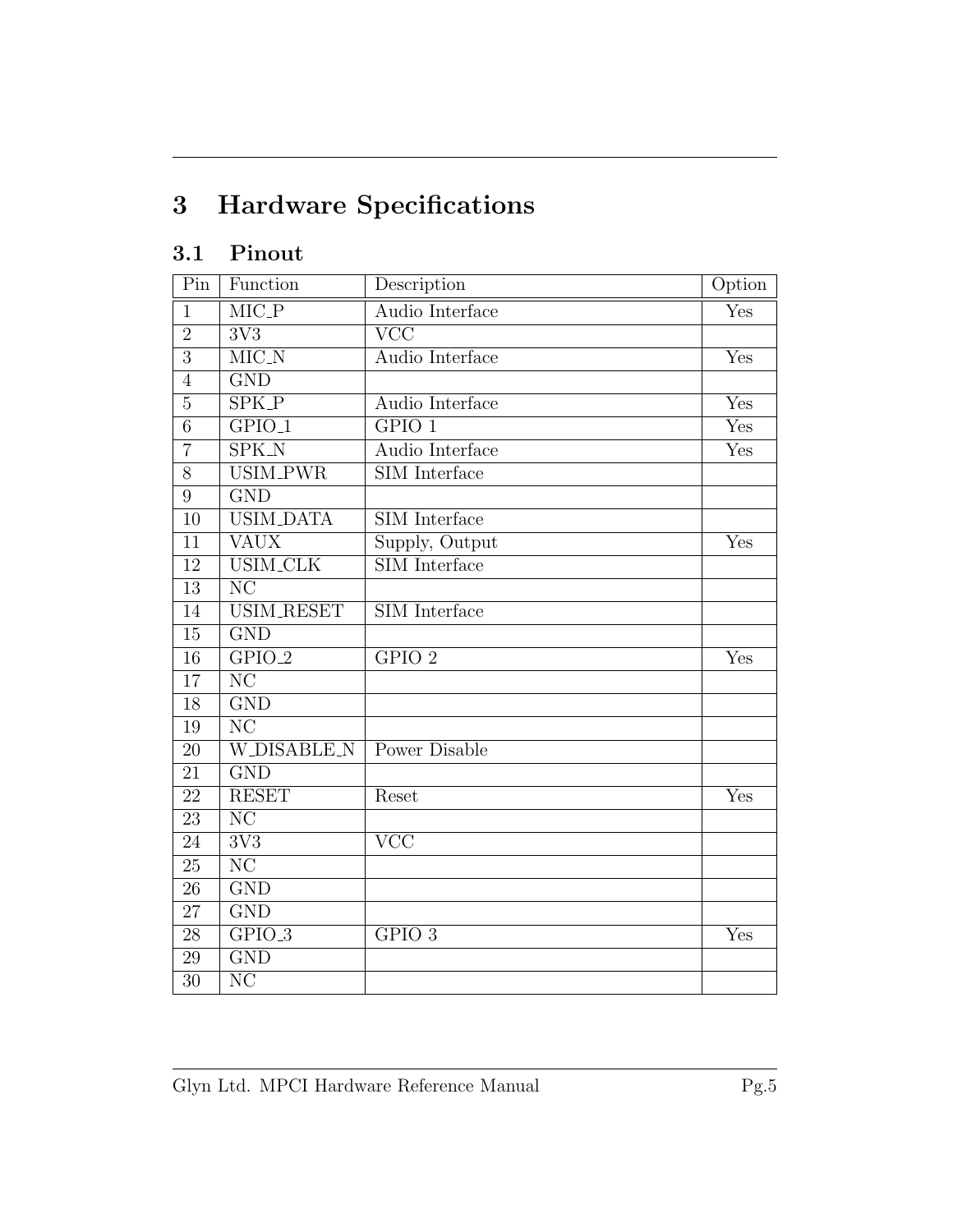# 3 Hardware Specifications

## 3.1 Pinout

| Pin | Function | Description | Option |
|---|---|---|---|
| 1 | MIC_P | Audio Interface | Yes |
| 2 | 3V3 | VCC | |
| 3 | MIC_N | Audio Interface | Yes |
| 4 | GND | | |
| 5 | SPK_P | Audio Interface | Yes |
| 6 | GPIO_1 | GPIO 1 | Yes |
| 7 | SPK_N | Audio Interface | Yes |
| 8 | USIM_PWR | SIM Interface | |
| 9 | GND | | |
| 10 | USIM_DATA | SIM Interface | |
| 11 | VAUX | Supply, Output | Yes |
| 12 | USIM_CLK | SIM Interface | |
| 13 | NC | | |
| 14 | USIM_RESET | SIM Interface | |
| 15 | GND | | |
| 16 | GPIO_2 | GPIO 2 | Yes |
| 17 | NC | | |
| 18 | GND | | |
| 19 | NC | | |
| 20 | W_DISABLE_N | Power Disable | |
| 21 | GND | | |
| 22 | RESET | Reset | Yes |
| 23 | NC | | |
| 24 | 3V3 | VCC | |
| 25 | NC | | |
| 26 | GND | | |
| 27 | GND | | |
| 28 | GPIO_3 | GPIO 3 | Yes |
| 29 | GND | | |
| 30 | NC | | |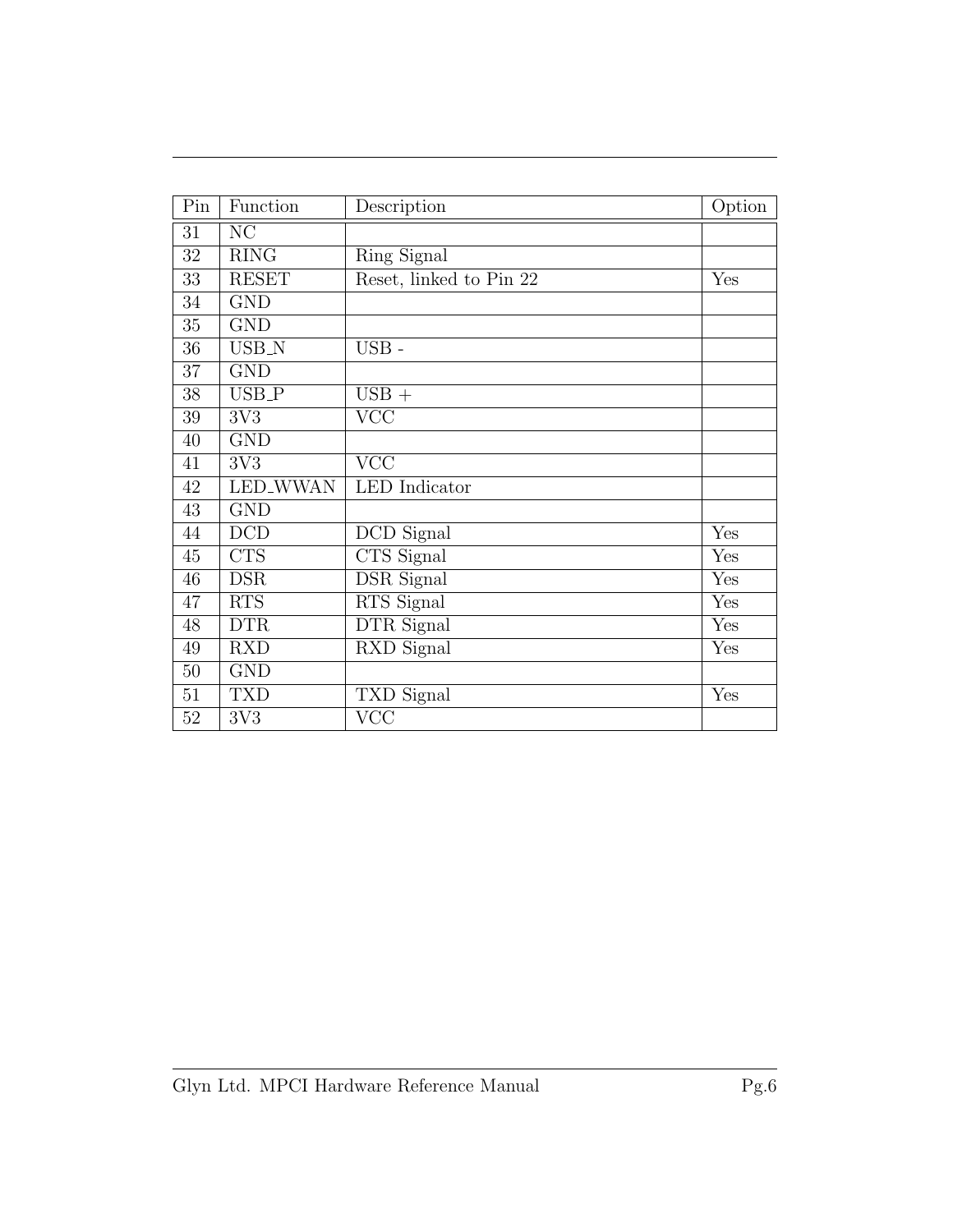| Pin | Function | Description | Option |
|---|---|---|---|
| 31 | NC | | |
| 32 | RING | Ring Signal | |
| 33 | RESET | Reset, linked to Pin 22 | Yes |
| 34 | GND | | |
| 35 | GND | | |
| 36 | USB_N | USB - | |
| 37 | GND | | |
| 38 | USB_P | USB + | |
| 39 | 3V3 | VCC | |
| 40 | GND | | |
| 41 | 3V3 | VCC | |
| 42 | LED_WWAN | LED Indicator | |
| 43 | GND | | |
| 44 | DCD | DCD Signal | Yes |
| 45 | CTS | CTS Signal | Yes |
| 46 | DSR | DSR Signal | Yes |
| 47 | RTS | RTS Signal | Yes |
| 48 | DTR | DTR Signal | Yes |
| 49 | RXD | RXD Signal | Yes |
| 50 | GND | | |
| 51 | TXD | TXD Signal | Yes |
| 52 | 3V3 | VCC | |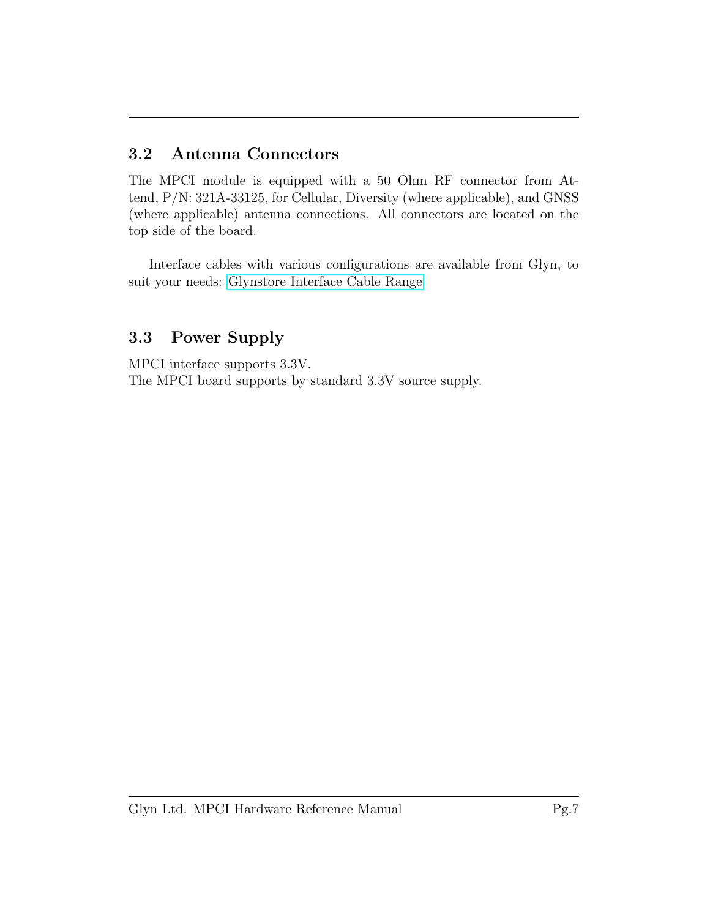## 3.2 Antenna Connectors

The MPCI module is equipped with a 50 Ohm RF connector from Attend, P/N: 321A-33125, for Cellular, Diversity (where applicable), and GNSS (where applicable) antenna connections. All connectors are located on the top side of the board.

Interface cables with various configurations are available from Glyn, to suit your needs: Glynstore Interface Cable Range

## 3.3 Power Supply

MPCI interface supports 3.3V.
The MPCI board supports by standard 3.3V source supply.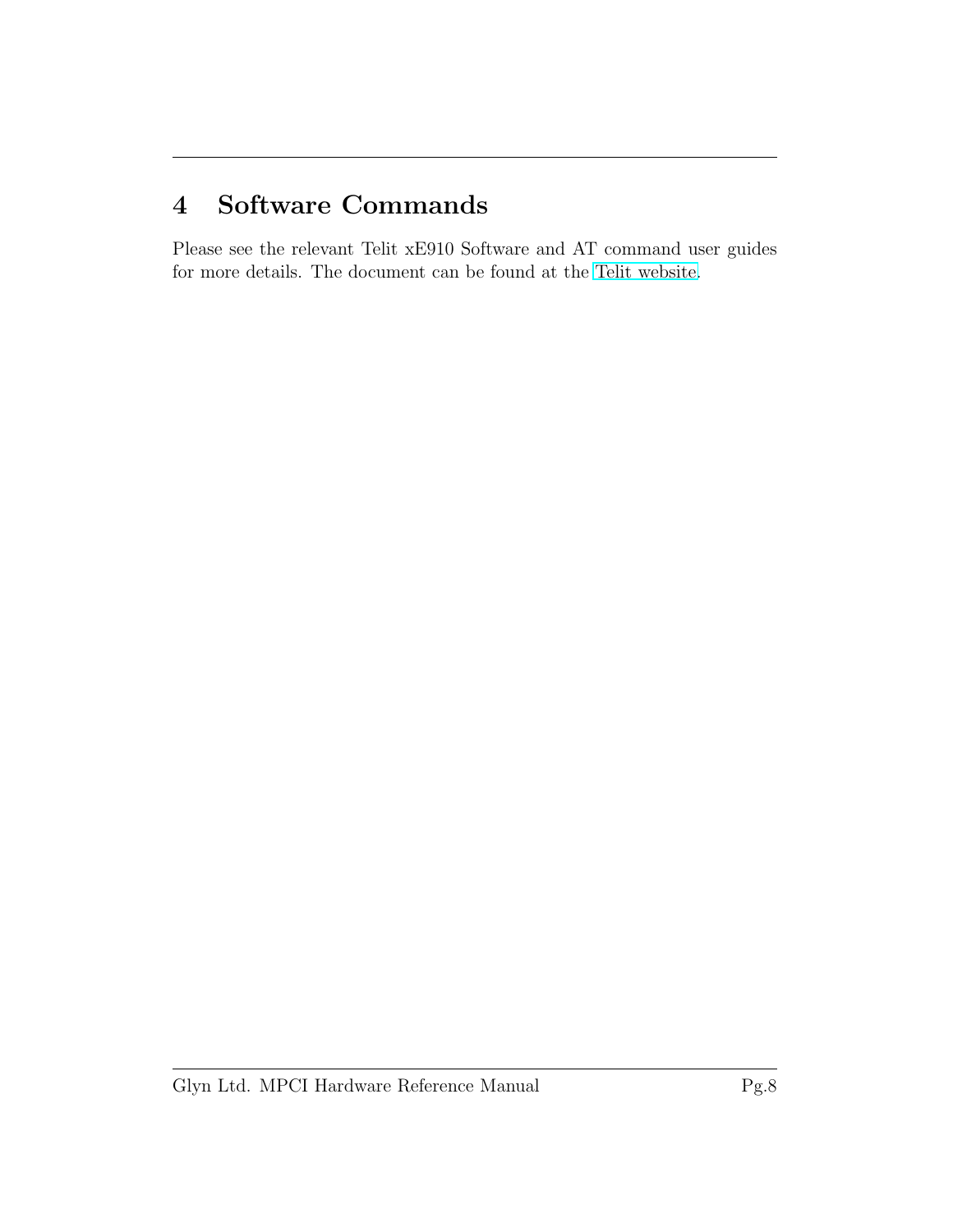# 4 Software Commands

Please see the relevant Telit xE910 Software and AT command user guides for more details. The document can be found at the Telit website.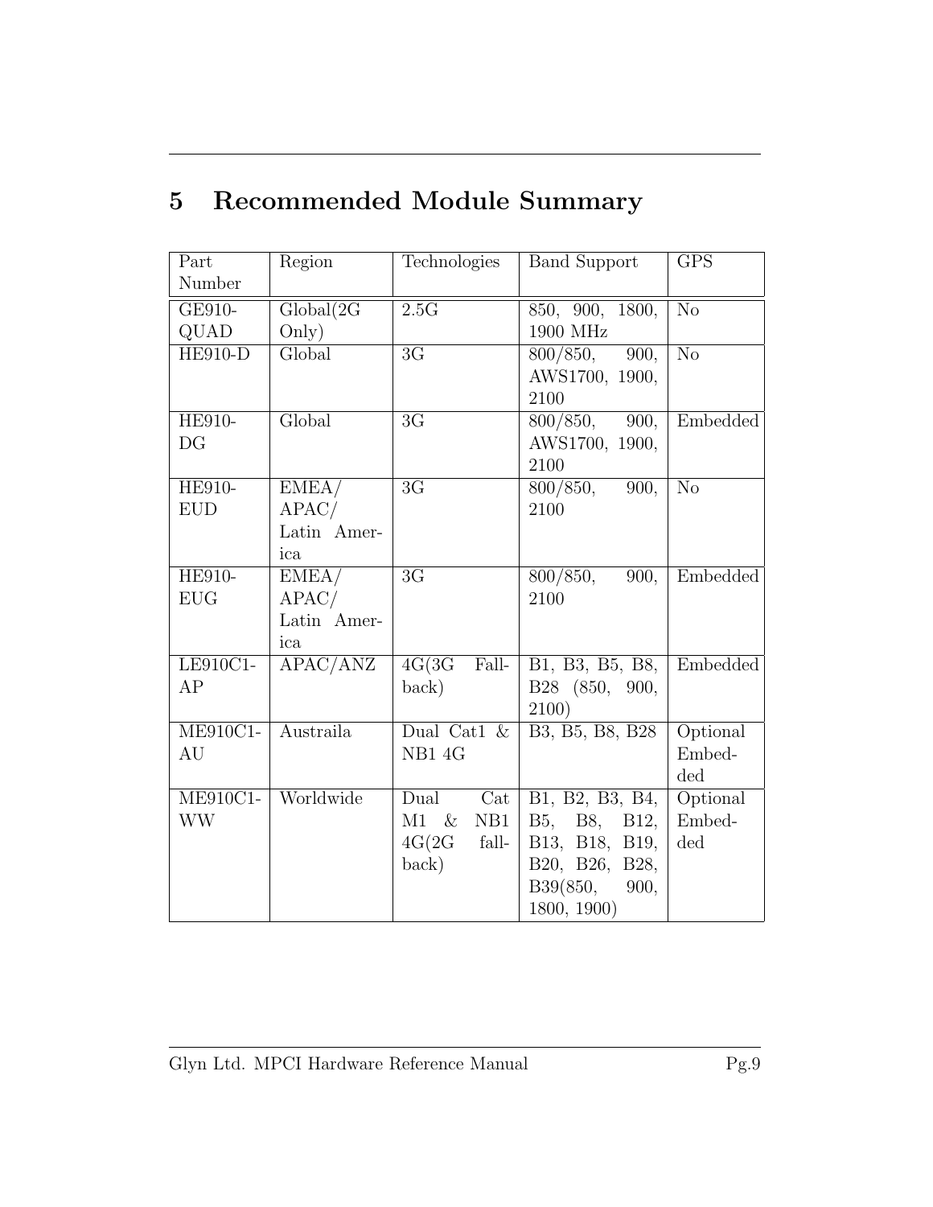# 5 Recommended Module Summary

| Part Number | Region | Technologies | Band Support | GPS |
|---|---|---|---|---|
| GE910-QUAD | Global(2G Only) | 2.5G | 850, 900, 1800, 1900 MHz | No |
| HE910-D | Global | 3G | 800/850, 900, AWS1700, 1900, 2100 | No |
| HE910-DG | Global | 3G | 800/850, 900, AWS1700, 1900, 2100 | Embedded |
| HE910-EUD | EMEA/ APAC/ Latin America | 3G | 800/850, 900, 2100 | No |
| HE910-EUG | EMEA/ APAC/ Latin America | 3G | 800/850, 900, 2100 | Embedded |
| LE910C1-AP | APAC/ANZ | 4G(3G Fallback) | B1, B3, B5, B8, B28 (850, 900, 2100) | Embedded |
| ME910C1-AU | Austraila | Dual Cat1 & NB1 4G | B3, B5, B8, B28 | Optional Embedded |
| ME910C1-WW | Worldwide | Dual Cat M1 & NB1 4G(2G fallback) | B1, B2, B3, B4, B5, B8, B12, B13, B18, B19, B20, B26, B28, B39(850, 900, 1800, 1900) | Optional Embedded |